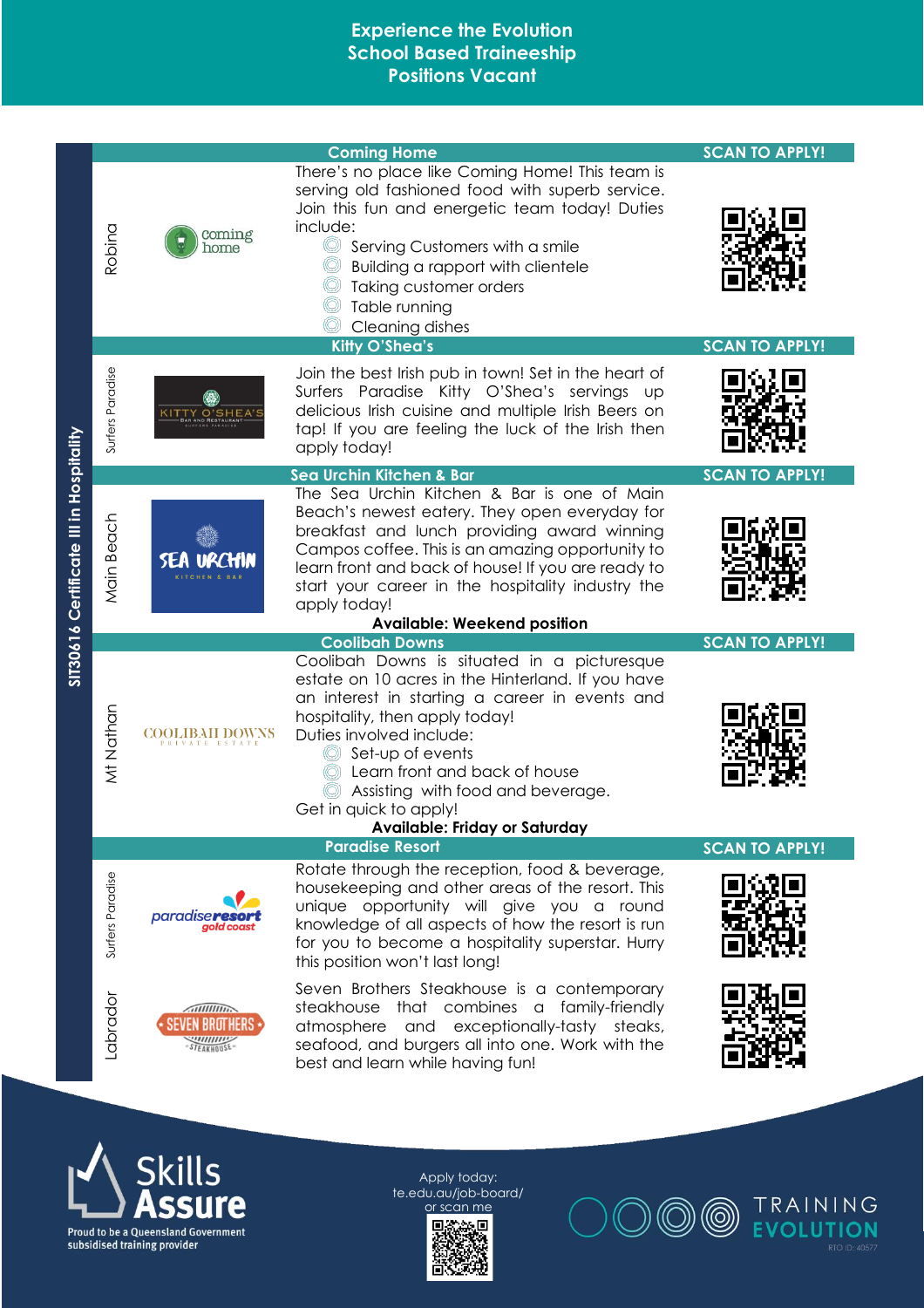# Experience the Evolution School Based Traineeship Positions Vacant

SIT30616 Certificate III in Hospitality

## Coming Home

**Robina**

There's no place like Coming Home! This team is serving old fashioned food with superb service. Join this fun and energetic team today! Duties include:

- Serving Customers with a smile
- Building a rapport with clientele
- Taking customer orders
- Table running
- Cleaning dishes

SCAN TO APPLY!

## Kitty O'Shea's

**Surfers Paradise**

Join the best Irish pub in town! Set in the heart of Surfers Paradise Kitty O'Shea's servings up delicious Irish cuisine and multiple Irish Beers on tap! If you are feeling the luck of the Irish then apply today!

SCAN TO APPLY!

## Sea Urchin Kitchen & Bar

**Main Beach**

The Sea Urchin Kitchen & Bar is one of Main Beach's newest eatery. They open everyday for breakfast and lunch providing award winning Campos coffee. This is an amazing opportunity to learn front and back of house! If you are ready to start your career in the hospitality industry the apply today!

**Available: Weekend position**

SCAN TO APPLY!

## Coolibah Downs

**Mt Nathan**

Coolibah Downs is situated in a picturesque estate on 10 acres in the Hinterland. If you have an interest in starting a career in events and hospitality, then apply today!

Duties involved include:

- Set-up of events
- Learn front and back of house
- Assisting with food and beverage.

Get in quick to apply!

**Available: Friday or Saturday**

SCAN TO APPLY!

## Paradise Resort

**Surfers Paradise**

Rotate through the reception, food & beverage, housekeeping and other areas of the resort. This unique opportunity will give you a round knowledge of all aspects of how the resort is run for you to become a hospitality superstar. Hurry this position won't last long!

SCAN TO APPLY!

**Labrador**

Seven Brothers Steakhouse is a contemporary steakhouse that combines a family-friendly atmosphere and exceptionally-tasty steaks, seafood, and burgers all into one. Work with the best and learn while having fun!

Skills Assure – Proud to be a Queensland Government subsidised training provider

Apply today: te.edu.au/job-board/ or scan me

TRAINING EVOLUTION – RTO ID: 40577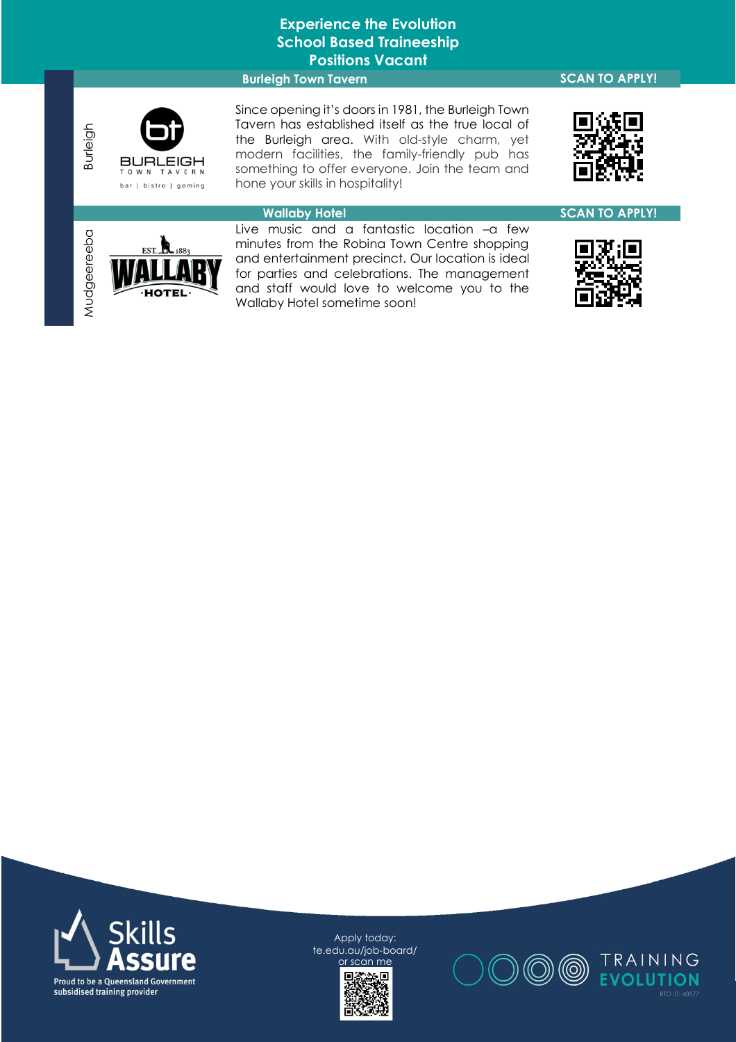# Experience the Evolution School Based Traineeship Positions Vacant

## Burleigh Town Tavern

SCAN TO APPLY!

Burleigh

BURLEIGH TOWN TAVERN
bar | bistro | gaming

Since opening it's doors in 1981, the Burleigh Town Tavern has established itself as the true local of the Burleigh area. With old-style charm, yet modern facilities, the family-friendly pub has something to offer everyone. Join the team and hone your skills in hospitality!

## Wallaby Hotel

SCAN TO APPLY!

Mudgeereeba

EST. 1883 WALLABY HOTEL

Live music and a fantastic location –a few minutes from the Robina Town Centre shopping and entertainment precinct. Our location is ideal for parties and celebrations. The management and staff would love to welcome you to the Wallaby Hotel sometime soon!

Skills Assure
Proud to be a Queensland Government subsidised training provider

Apply today:
te.edu.au/job-board/
or scan me

TRAINING EVOLUTION
RTO ID: 40577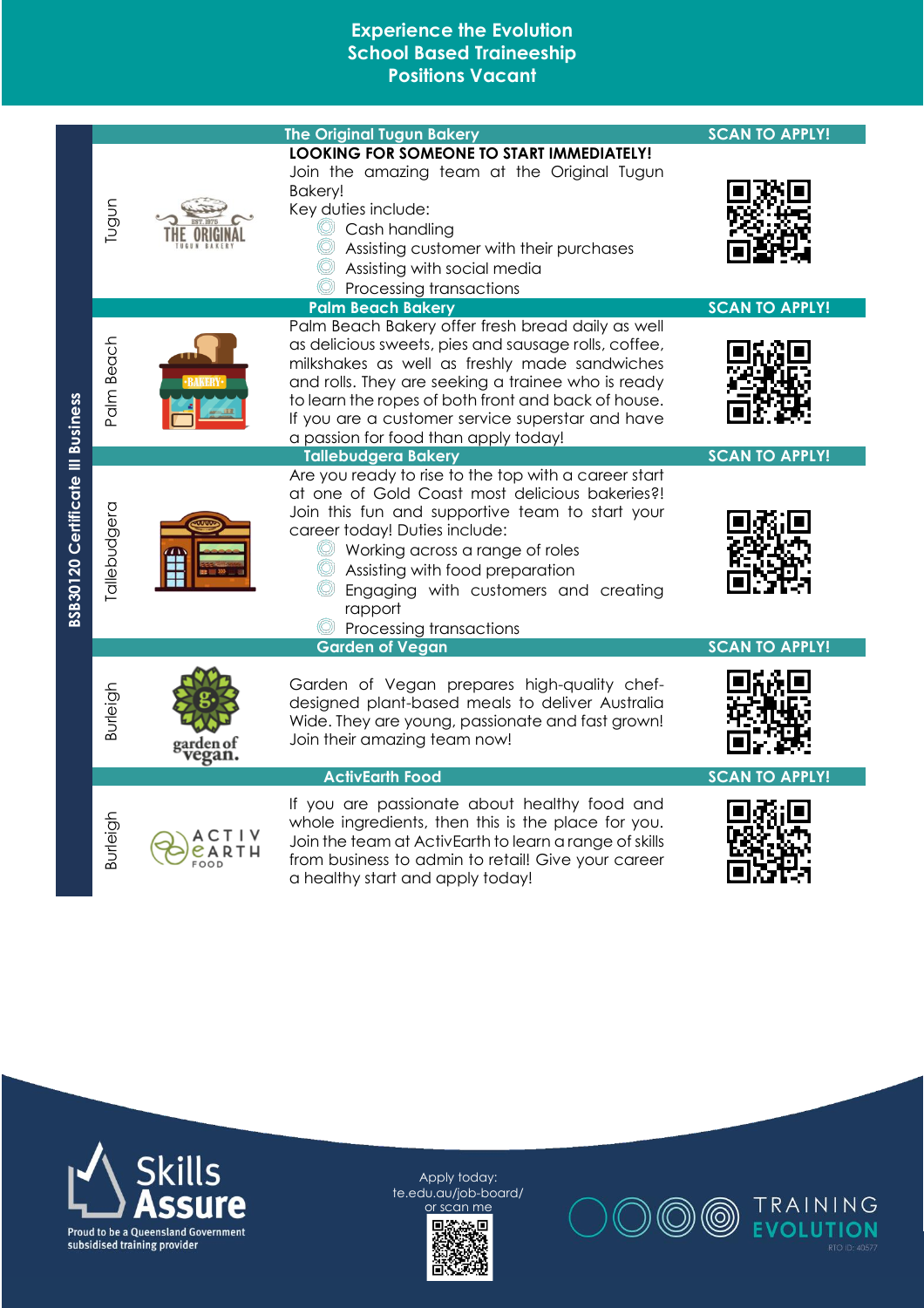# Experience the Evolution
## School Based Traineeship
## Positions Vacant

**BSB30120 Certificate III Business**

### The Original Tugun Bakery — Tugun

SCAN TO APPLY!

**LOOKING FOR SOMEONE TO START IMMEDIATELY!**

Join the amazing team at the Original Tugun Bakery!

Key duties include:

- Cash handling
- Assisting customer with their purchases
- Assisting with social media
- Processing transactions

### Palm Beach Bakery — Palm Beach

SCAN TO APPLY!

Palm Beach Bakery offer fresh bread daily as well as delicious sweets, pies and sausage rolls, coffee, milkshakes as well as freshly made sandwiches and rolls. They are seeking a trainee who is ready to learn the ropes of both front and back of house. If you are a customer service superstar and have a passion for food than apply today!

### Tallebudgera Bakery — Tallebudgera

SCAN TO APPLY!

Are you ready to rise to the top with a career start at one of Gold Coast most delicious bakeries?! Join this fun and supportive team to start your career today! Duties include:

- Working across a range of roles
- Assisting with food preparation
- Engaging with customers and creating rapport
- Processing transactions

### Garden of Vegan — Burleigh

SCAN TO APPLY!

Garden of Vegan prepares high-quality chef-designed plant-based meals to deliver Australia Wide. They are young, passionate and fast grown! Join their amazing team now!

### ActivEarth Food — Burleigh

SCAN TO APPLY!

If you are passionate about healthy food and whole ingredients, then this is the place for you. Join the team at ActivEarth to learn a range of skills from business to admin to retail! Give your career a healthy start and apply today!

---

Skills Assure — Proud to be a Queensland Government subsidised training provider

Apply today:
te.edu.au/job-board/
or scan me

TRAINING EVOLUTION — RTO ID: 40577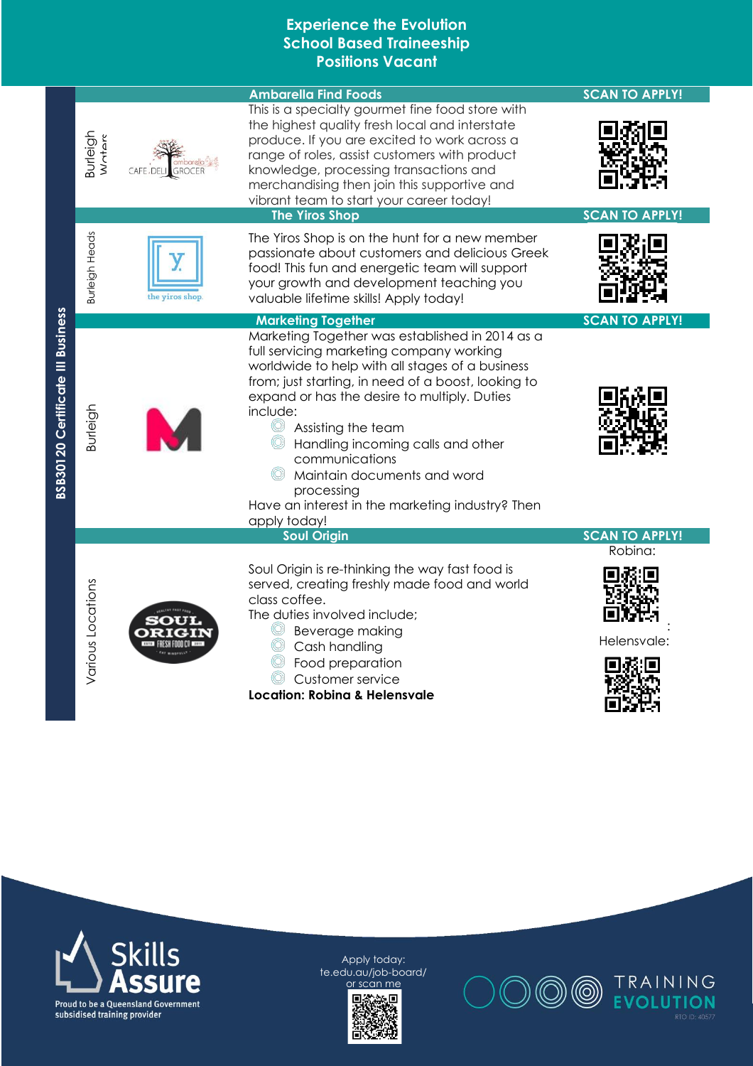# Experience the Evolution School Based Traineeship Positions Vacant

**BSB30120 Certificate III Business**

| Location | Business | Description | SCAN TO APPLY! |
|---|---|---|---|
| Burleigh Waters | **Ambarella Find Foods** | This is a specialty gourmet fine food store with the highest quality fresh local and interstate produce. If you are excited to work across a range of roles, assist customers with product knowledge, processing transactions and merchandising then join this supportive and vibrant team to start your career today! | |
| Burleigh Heads | **The Yiros Shop** | The Yiros Shop is on the hunt for a new member passionate about customers and delicious Greek food! This fun and energetic team will support your growth and development teaching you valuable lifetime skills! Apply today! | |
| Burleigh | **Marketing Together** | Marketing Together was established in 2014 as a full servicing marketing company working worldwide to help with all stages of a business from; just starting, in need of a boost, looking to expand or has the desire to multiply. Duties include: Assisting the team; Handling incoming calls and other communications; Maintain documents and word processing. Have an interest in the marketing industry? Then apply today! | |
| Various Locations | **Soul Origin** | Soul Origin is re-thinking the way fast food is served, creating freshly made food and world class coffee. The duties involved include; Beverage making; Cash handling; Food preparation; Customer service. **Location: Robina & Helensvale** | Robina: / Helensvale: |

Apply today:
te.edu.au/job-board/
or scan me

Skills Assure
Proud to be a Queensland Government subsidised training provider

TRAINING EVOLUTION
RTO ID: 40577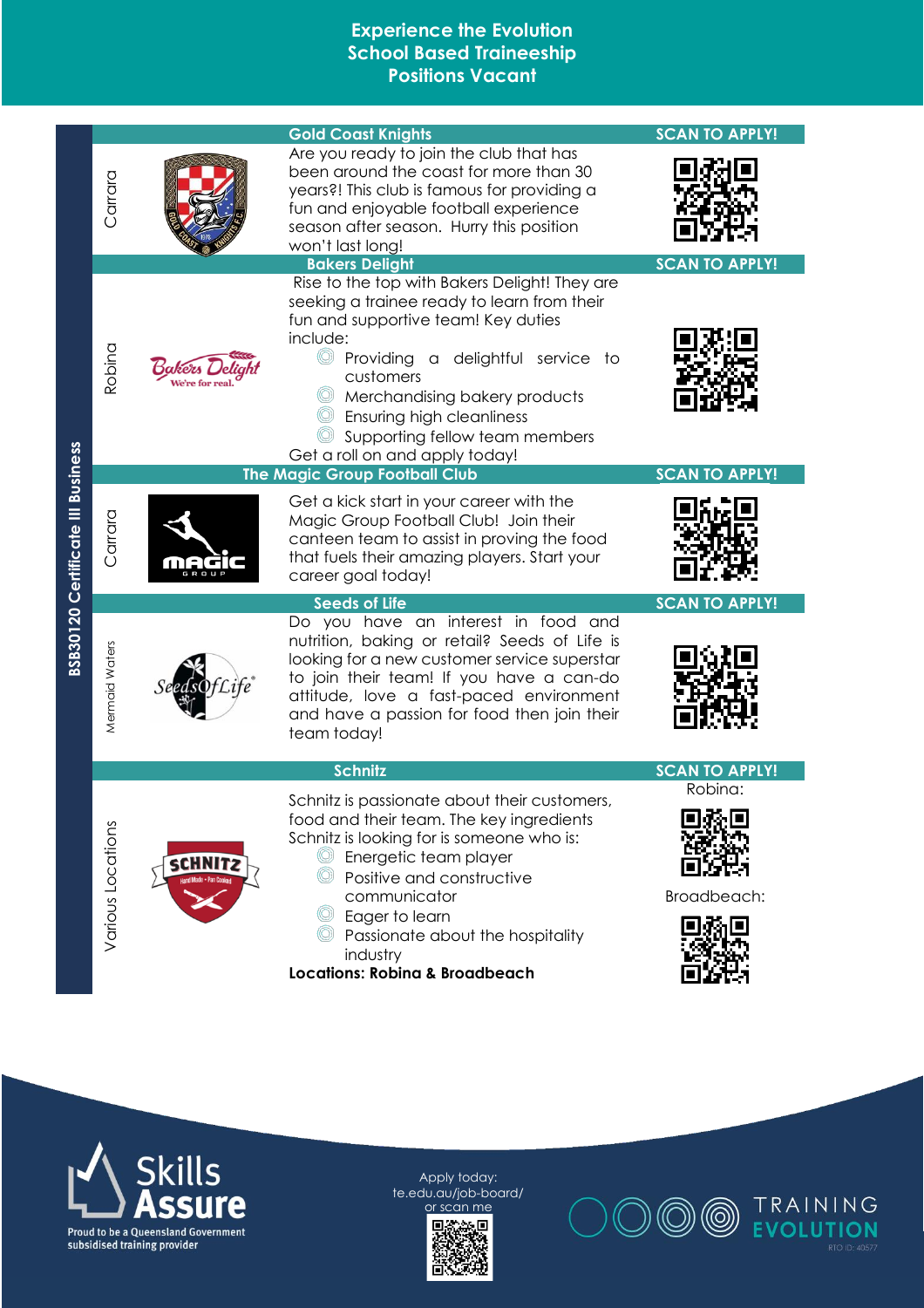# Experience the Evolution
## School Based Traineeship
## Positions Vacant

**BSB30120 Certificate III Business**

### Gold Coast Knights

**Location:** Carrara

Are you ready to join the club that has been around the coast for more than 30 years?! This club is famous for providing a fun and enjoyable football experience season after season. Hurry this position won't last long!

**SCAN TO APPLY!**

### Bakers Delight

**Location:** Robina

Rise to the top with Bakers Delight! They are seeking a trainee ready to learn from their fun and supportive team! Key duties include:

- Providing a delightful service to customers
- Merchandising bakery products
- Ensuring high cleanliness
- Supporting fellow team members

Get a roll on and apply today!

**SCAN TO APPLY!**

### The Magic Group Football Club

**Location:** Carrara

Get a kick start in your career with the Magic Group Football Club! Join their canteen team to assist in proving the food that fuels their amazing players. Start your career goal today!

**SCAN TO APPLY!**

### Seeds of Life

**Location:** Mermaid Waters

Do you have an interest in food and nutrition, baking or retail? Seeds of Life is looking for a new customer service superstar to join their team! If you have a can-do attitude, love a fast-paced environment and have a passion for food then join their team today!

**SCAN TO APPLY!**

### Schnitz

**Location:** Various Locations

Schnitz is passionate about their customers, food and their team. The key ingredients Schnitz is looking for is someone who is:

- Energetic team player
- Positive and constructive communicator
- Eager to learn
- Passionate about the hospitality industry

**Locations: Robina & Broadbeach**

**SCAN TO APPLY!**

Robina:

Broadbeach:

---

Skills Assure — Proud to be a Queensland Government subsidised training provider

Apply today:
te.edu.au/job-board/
or scan me

TRAINING EVOLUTION — RTO ID: 40577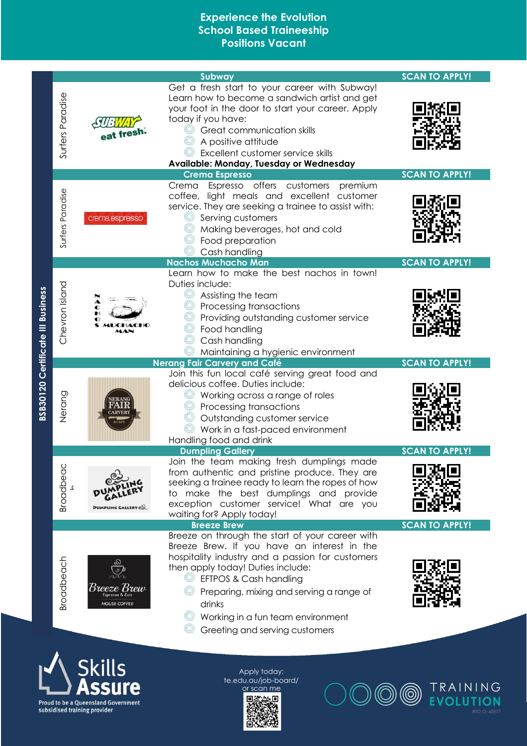# Experience the Evolution School Based Traineeship Positions Vacant

**BSB30120 Certificate III Business**

## Subway

**Surfers Paradise** — SCAN TO APPLY!

Get a fresh start to your career with Subway! Learn how to become a sandwich artist and get your foot in the door to start your career. Apply today if you have:

- Great communication skills
- A positive attitude
- Excellent customer service skills

**Available: Monday, Tuesday or Wednesday**

## Crema Espresso

**Surfers Paradise** — SCAN TO APPLY!

Crema Espresso offers customers premium coffee, light meals and excellent customer service. They are seeking a trainee to assist with:

- Serving customers
- Making beverages, hot and cold
- Food preparation
- Cash handling

## Nachos Muchacho Man

**Chevron Island** — SCAN TO APPLY!

Learn how to make the best nachos in town! Duties include:

- Assisting the team
- Processing transactions
- Providing outstanding customer service
- Food handling
- Cash handling
- Maintaining a hygienic environment

## Nerang Fair Carvery and Café

**Nerang** — SCAN TO APPLY!

Join this fun local café serving great food and delicious coffee. Duties include:

- Working across a range of roles
- Processing transactions
- Outstanding customer service
- Work in a fast-paced environment

Handling food and drink

## Dumpling Gallery

**Broadbeach** — SCAN TO APPLY!

Join the team making fresh dumplings made from authentic and pristine produce. They are seeking a trainee ready to learn the ropes of how to make the best dumplings and provide exception customer service! What are you waiting for? Apply today!

## Breeze Brew

**Broadbeach** — SCAN TO APPLY!

Breeze on through the start of your career with Breeze Brew. If you have an interest in the hospitality industry and a passion for customers then apply today! Duties include:

- EFTPOS & Cash handling
- Preparing, mixing and serving a range of drinks
- Working in a fun team environment
- Greeting and serving customers

---

Skills Assure — Proud to be a Queensland Government subsidised training provider

Apply today: te.edu.au/job-board/ or scan me

TRAINING EVOLUTION — RTO ID: 40577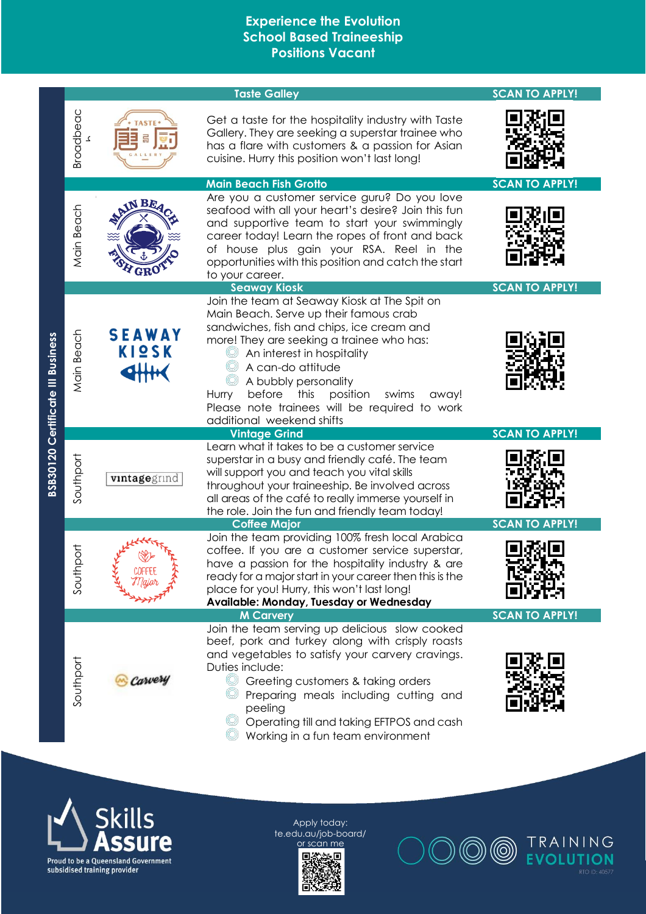# Experience the Evolution School Based Traineeship Positions Vacant

**BSB30120 Certificate III Business**

## Taste Galley

**Broadbeach**

Get a taste for the hospitality industry with Taste Gallery. They are seeking a superstar trainee who has a flare with customers & a passion for Asian cuisine. Hurry this position won't last long!

SCAN TO APPLY!

## Main Beach Fish Grotto

**Main Beach**

Are you a customer service guru? Do you love seafood with all your heart's desire? Join this fun and supportive team to start your swimmingly career today! Learn the ropes of front and back of house plus gain your RSA. Reel in the opportunities with this position and catch the start to your career.

SCAN TO APPLY!

## Seaway Kiosk

**Main Beach**

Join the team at Seaway Kiosk at The Spit on Main Beach. Serve up their famous crab sandwiches, fish and chips, ice cream and more! They are seeking a trainee who has:

- An interest in hospitality
- A can-do attitude
- A bubbly personality

Hurry before this position swims away! Please note trainees will be required to work additional weekend shifts

SCAN TO APPLY!

## Vintage Grind

**Southport**

Learn what it takes to be a customer service superstar in a busy and friendly café. The team will support you and teach you vital skills throughout your traineeship. Be involved across all areas of the café to really immerse yourself in the role. Join the fun and friendly team today!

SCAN TO APPLY!

## Coffee Major

**Southport**

Join the team providing 100% fresh local Arabica coffee. If you are a customer service superstar, have a passion for the hospitality industry & are ready for a major start in your career then this is the place for you! Hurry, this won't last long!

**Available: Monday, Tuesday or Wednesday**

SCAN TO APPLY!

## M Carvery

**Southport**

Join the team serving up delicious slow cooked beef, pork and turkey along with crispy roasts and vegetables to satisfy your carvery cravings. Duties include:

- Greeting customers & taking orders
- Preparing meals including cutting and peeling
- Operating till and taking EFTPOS and cash
- Working in a fun team environment

SCAN TO APPLY!

Skills Assure — Proud to be a Queensland Government subsidised training provider

Apply today: te.edu.au/job-board/ or scan me

TRAINING EVOLUTION — RTO ID: 40577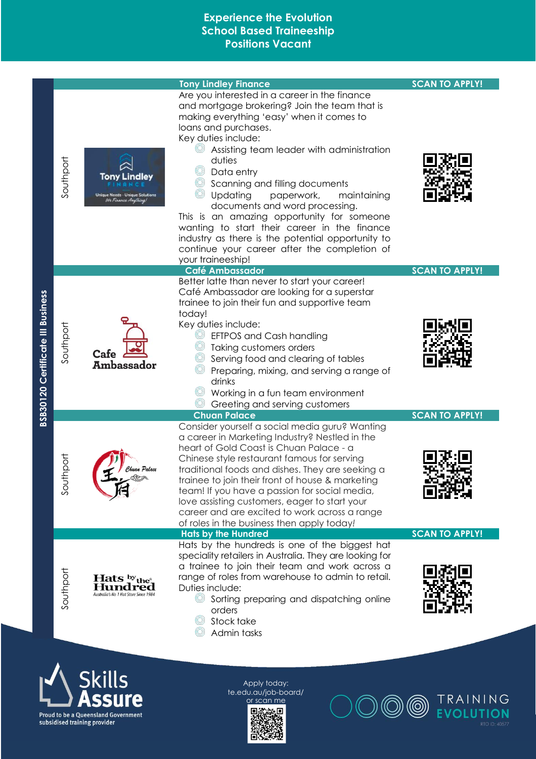# Experience the Evolution
# School Based Traineeship
# Positions Vacant

**BSB30120 Certificate III Business**

## Tony Lindley Finance

**SCAN TO APPLY!**

Southport

Are you interested in a career in the finance and mortgage brokering? Join the team that is making everything 'easy' when it comes to loans and purchases.

Key duties include:

- Assisting team leader with administration duties
- Data entry
- Scanning and filling documents
- Updating paperwork, maintaining documents and word processing.

This is an amazing opportunity for someone wanting to start their career in the finance industry as there is the potential opportunity to continue your career after the completion of your traineeship!

## Café Ambassador

**SCAN TO APPLY!**

Southport

Better latte than never to start your career! Café Ambassador are looking for a superstar trainee to join their fun and supportive team today!

Key duties include:

- EFTPOS and Cash handling
- Taking customers orders
- Serving food and clearing of tables
- Preparing, mixing, and serving a range of drinks
- Working in a fun team environment
- Greeting and serving customers

## Chuan Palace

**SCAN TO APPLY!**

Southport

Consider yourself a social media guru? Wanting a career in Marketing Industry? Nestled in the heart of Gold Coast is Chuan Palace - a Chinese style restaurant famous for serving traditional foods and dishes. They are seeking a trainee to join their front of house & marketing team! If you have a passion for social media, love assisting customers, eager to start your career and are excited to work across a range of roles in the business then apply today!

## Hats by the Hundred

**SCAN TO APPLY!**

Southport

Hats by the hundreds is one of the biggest hat speciality retailers in Australia. They are looking for a trainee to join their team and work across a range of roles from warehouse to admin to retail.

Duties include:

- Sorting preparing and dispatching online orders
- Stock take
- Admin tasks

Skills Assure — Proud to be a Queensland Government subsidised training provider

Apply today: te.edu.au/job-board/ or scan me

TRAINING EVOLUTION — RTO ID: 40577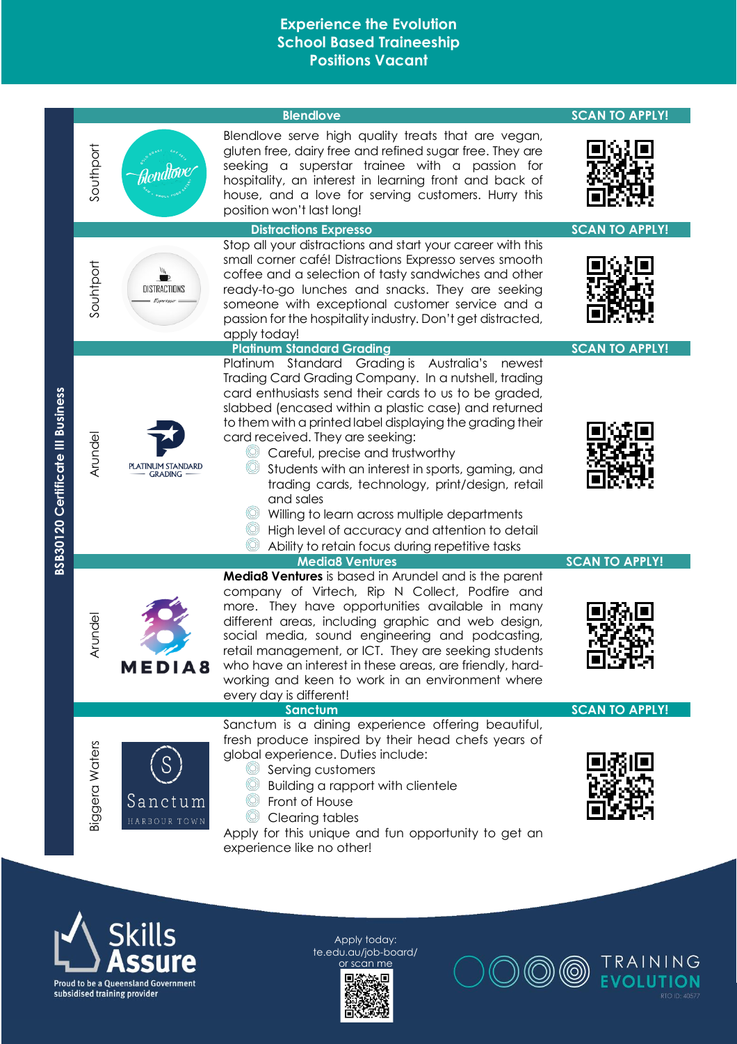# Experience the Evolution
# School Based Traineeship
# Positions Vacant

**BSB30120 Certificate III Business**

## Blendlove

**Southport**

Blendlove serve high quality treats that are vegan, gluten free, dairy free and refined sugar free. They are seeking a superstar trainee with a passion for hospitality, an interest in learning front and back of house, and a love for serving customers. Hurry this position won't last long!

**SCAN TO APPLY!**

## Distractions Expresso

**Souhtport**

Stop all your distractions and start your career with this small corner café! Distractions Expresso serves smooth coffee and a selection of tasty sandwiches and other ready-to-go lunches and snacks. They are seeking someone with exceptional customer service and a passion for the hospitality industry. Don't get distracted, apply today!

**SCAN TO APPLY!**

## Platinum Standard Grading

**Arundel**

Platinum Standard Grading is Australia's newest Trading Card Grading Company. In a nutshell, trading card enthusiasts send their cards to us to be graded, slabbed (encased within a plastic case) and returned to them with a printed label displaying the grading their card received. They are seeking:

- Careful, precise and trustworthy
- Students with an interest in sports, gaming, and trading cards, technology, print/design, retail and sales
- Willing to learn across multiple departments
- High level of accuracy and attention to detail
- Ability to retain focus during repetitive tasks

**SCAN TO APPLY!**

## Media8 Ventures

**Arundel**

**Media8 Ventures** is based in Arundel and is the parent company of Virtech, Rip N Collect, Podfire and more. They have opportunities available in many different areas, including graphic and web design, social media, sound engineering and podcasting, retail management, or ICT. They are seeking students who have an interest in these areas, are friendly, hard-working and keen to work in an environment where every day is different!

**SCAN TO APPLY!**

## Sanctum

**Biggera Waters**

Sanctum is a dining experience offering beautiful, fresh produce inspired by their head chefs years of global experience. Duties include:

- Serving customers
- Building a rapport with clientele
- Front of House
- Clearing tables

Apply for this unique and fun opportunity to get an experience like no other!

**SCAN TO APPLY!**

Skills Assure — Proud to be a Queensland Government subsidised training provider

Apply today: te.edu.au/job-board/ or scan me

TRAINING EVOLUTION — RTO ID: 40577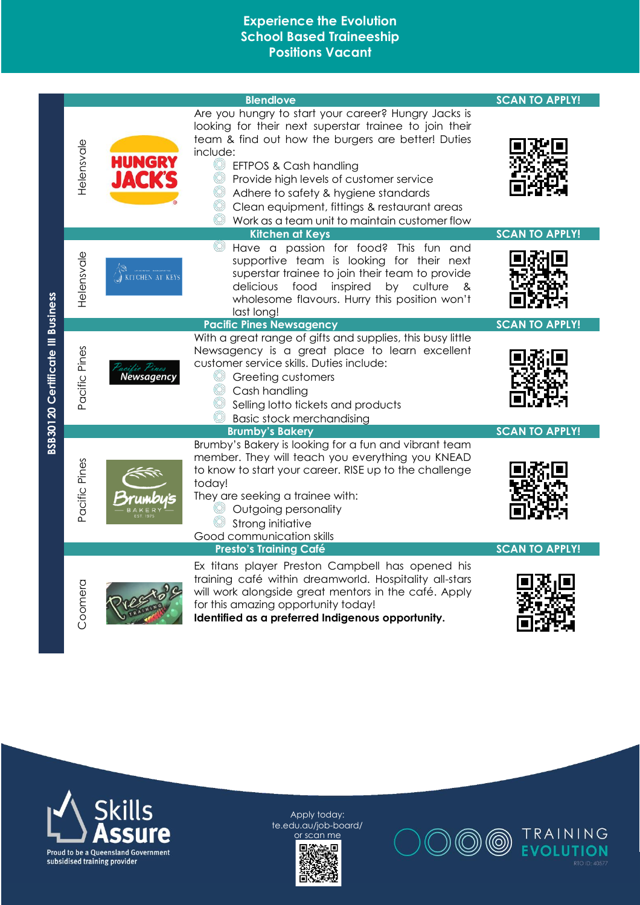# Experience the Evolution
# School Based Traineeship
# Positions Vacant

**BSB30120 Certificate III Business**

## Blendlove — Helensvale — SCAN TO APPLY!

Are you hungry to start your career? Hungry Jacks is looking for their next superstar trainee to join their team & find out how the burgers are better! Duties include:

- EFTPOS & Cash handling
- Provide high levels of customer service
- Adhere to safety & hygiene standards
- Clean equipment, fittings & restaurant areas
- Work as a team unit to maintain customer flow

## Kitchen at Keys — Helensvale — SCAN TO APPLY!

- Have a passion for food? This fun and supportive team is looking for their next superstar trainee to join their team to provide delicious food inspired by culture & wholesome flavours. Hurry this position won't last long!

## Pacific Pines Newsagency — Pacific Pines — SCAN TO APPLY!

With a great range of gifts and supplies, this busy little Newsagency is a great place to learn excellent customer service skills. Duties include:

- Greeting customers
- Cash handling
- Selling lotto tickets and products
- Basic stock merchandising

## Brumby's Bakery — Pacific Pines — SCAN TO APPLY!

Brumby's Bakery is looking for a fun and vibrant team member. They will teach you everything you KNEAD to know to start your career. RISE up to the challenge today!

They are seeking a trainee with:

- Outgoing personality
- Strong initiative

Good communication skills

## Presto's Training Café — Coomera — SCAN TO APPLY!

Ex titans player Preston Campbell has opened his training café within dreamworld. Hospitality all-stars will work alongside great mentors in the café. Apply for this amazing opportunity today!

**Identified as a preferred Indigenous opportunity.**

---

Skills Assure — Proud to be a Queensland Government subsidised training provider

Apply today:
te.edu.au/job-board/
or scan me

TRAINING EVOLUTION
RTO ID: 40577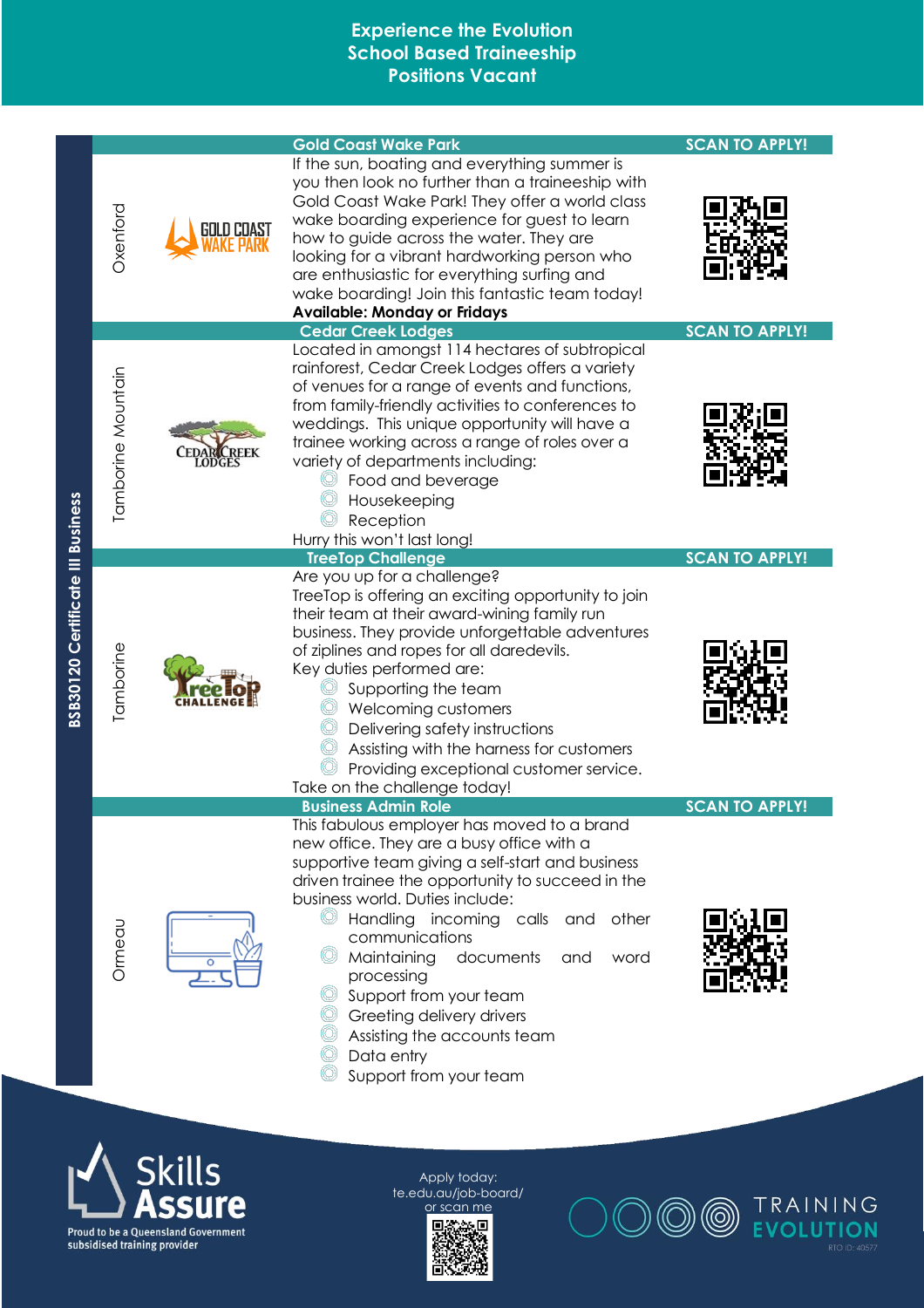# Experience the Evolution School Based Traineeship Positions Vacant

**BSB30120 Certificate III Business**

## Gold Coast Wake Park

**Oxenford**

If the sun, boating and everything summer is you then look no further than a traineeship with Gold Coast Wake Park! They offer a world class wake boarding experience for guest to learn how to guide across the water. They are looking for a vibrant hardworking person who are enthusiastic for everything surfing and wake boarding! Join this fantastic team today!

**Available: Monday or Fridays**

SCAN TO APPLY!

## Cedar Creek Lodges

**Tamborine Mountain**

Located in amongst 114 hectares of subtropical rainforest, Cedar Creek Lodges offers a variety of venues for a range of events and functions, from family-friendly activities to conferences to weddings. This unique opportunity will have a trainee working across a range of roles over a variety of departments including:

- Food and beverage
- Housekeeping
- Reception

Hurry this won't last long!

SCAN TO APPLY!

## TreeTop Challenge

**Tamborine**

Are you up for a challenge?

TreeTop is offering an exciting opportunity to join their team at their award-wining family run business. They provide unforgettable adventures of ziplines and ropes for all daredevils.

Key duties performed are:

- Supporting the team
- Welcoming customers
- Delivering safety instructions
- Assisting with the harness for customers
- Providing exceptional customer service.

Take on the challenge today!

SCAN TO APPLY!

## Business Admin Role

**Ormeau**

This fabulous employer has moved to a brand new office. They are a busy office with a supportive team giving a self-start and business driven trainee the opportunity to succeed in the business world. Duties include:

- Handling incoming calls and other communications
- Maintaining documents and word processing
- Support from your team
- Greeting delivery drivers
- Assisting the accounts team
- Data entry
- Support from your team

SCAN TO APPLY!

Skills Assure — Proud to be a Queensland Government subsidised training provider

Apply today: te.edu.au/job-board/ or scan me

TRAINING EVOLUTION — RTO ID: 40577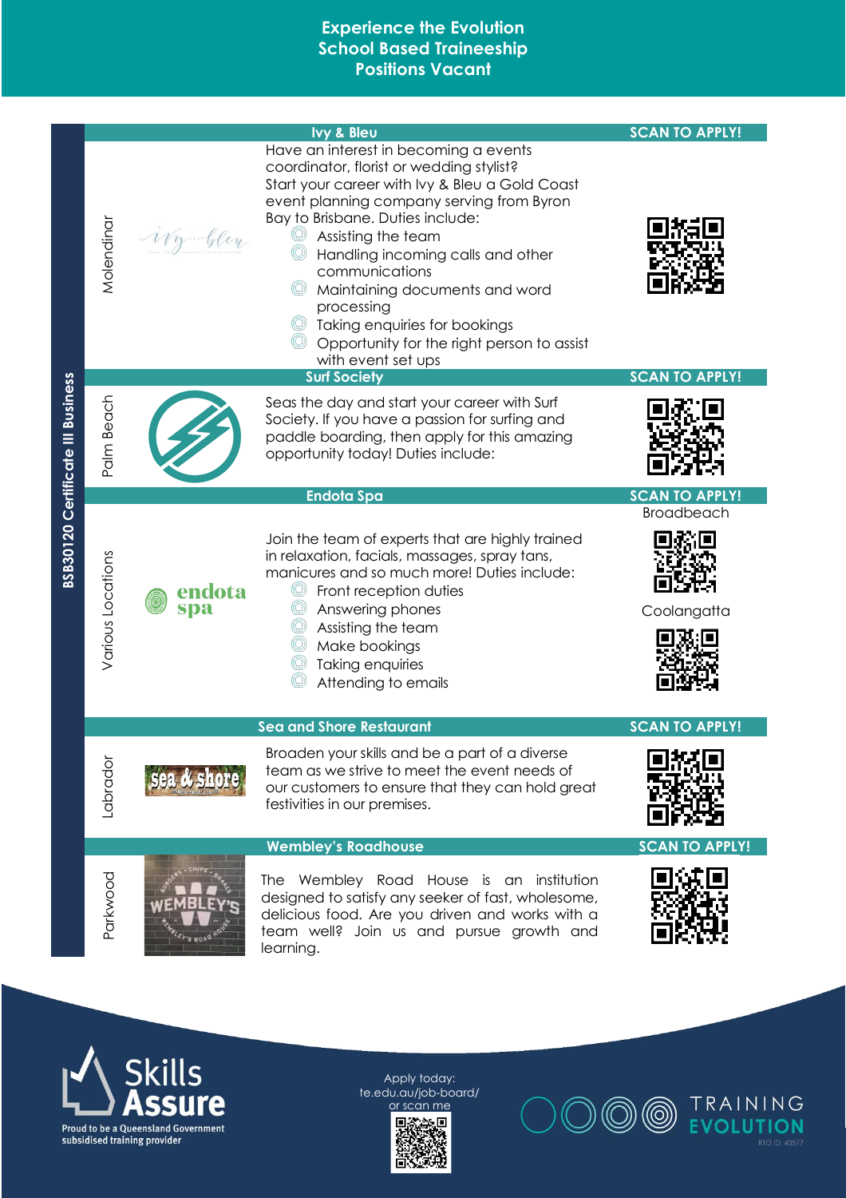# Experience the Evolution
## School Based Traineeship
## Positions Vacant

**BSB30120 Certificate III Business**

## Ivy & Bleu

**Molendinar**

SCAN TO APPLY!

Have an interest in becoming a events coordinator, florist or wedding stylist? Start your career with Ivy & Bleu a Gold Coast event planning company serving from Byron Bay to Brisbane. Duties include:

- Assisting the team
- Handling incoming calls and other communications
- Maintaining documents and word processing
- Taking enquiries for bookings
- Opportunity for the right person to assist with event set ups

## Surf Society

**Palm Beach**

SCAN TO APPLY!

Seas the day and start your career with Surf Society. If you have a passion for surfing and paddle boarding, then apply for this amazing opportunity today! Duties include:

## Endota Spa

**Various Locations**

SCAN TO APPLY!

Broadbeach

Coolangatta

Join the team of experts that are highly trained in relaxation, facials, massages, spray tans, manicures and so much more! Duties include:

- Front reception duties
- Answering phones
- Assisting the team
- Make bookings
- Taking enquiries
- Attending to emails

## Sea and Shore Restaurant

**Labrador**

SCAN TO APPLY!

Broaden your skills and be a part of a diverse team as we strive to meet the event needs of our customers to ensure that they can hold great festivities in our premises.

## Wembley's Roadhouse

**Parkwood**

SCAN TO APPLY!

The Wembley Road House is an institution designed to satisfy any seeker of fast, wholesome, delicious food. Are you driven and works with a team well? Join us and pursue growth and learning.

Skills Assure

Proud to be a Queensland Government subsidised training provider

Apply today:
te.edu.au/job-board/
or scan me

TRAINING EVOLUTION

RTO ID: 40577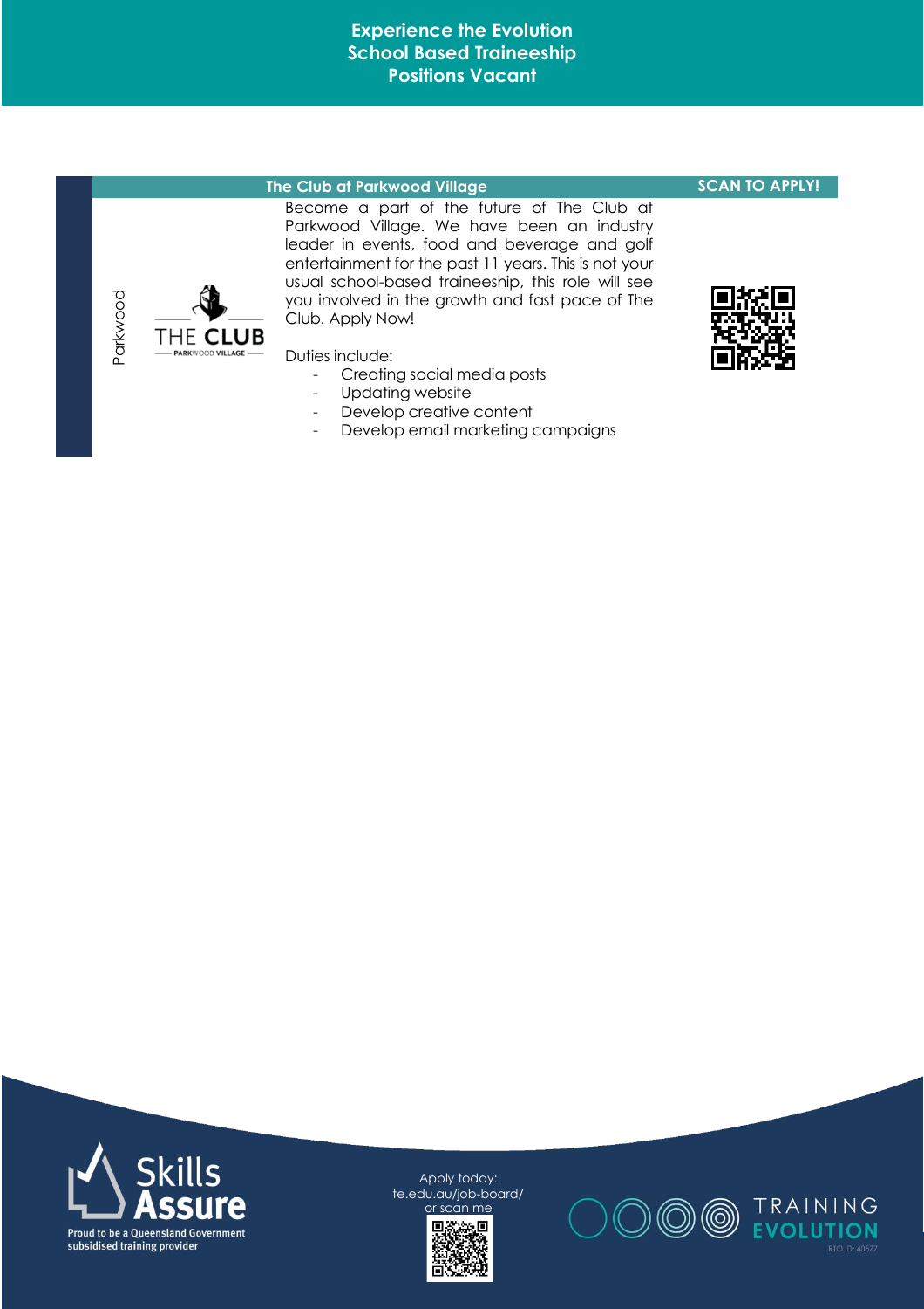# Experience the Evolution School Based Traineeship Positions Vacant

## The Club at Parkwood Village

**SCAN TO APPLY!**

Parkwood

Become a part of the future of The Club at Parkwood Village. We have been an industry leader in events, food and beverage and golf entertainment for the past 11 years. This is not your usual school-based traineeship, this role will see you involved in the growth and fast pace of The Club. Apply Now!

Duties include:

- Creating social media posts
- Updating website
- Develop creative content
- Develop email marketing campaigns

Apply today:
te.edu.au/job-board/
or scan me

Skills Assure — Proud to be a Queensland Government subsidised training provider

TRAINING EVOLUTION
RTO ID: 40577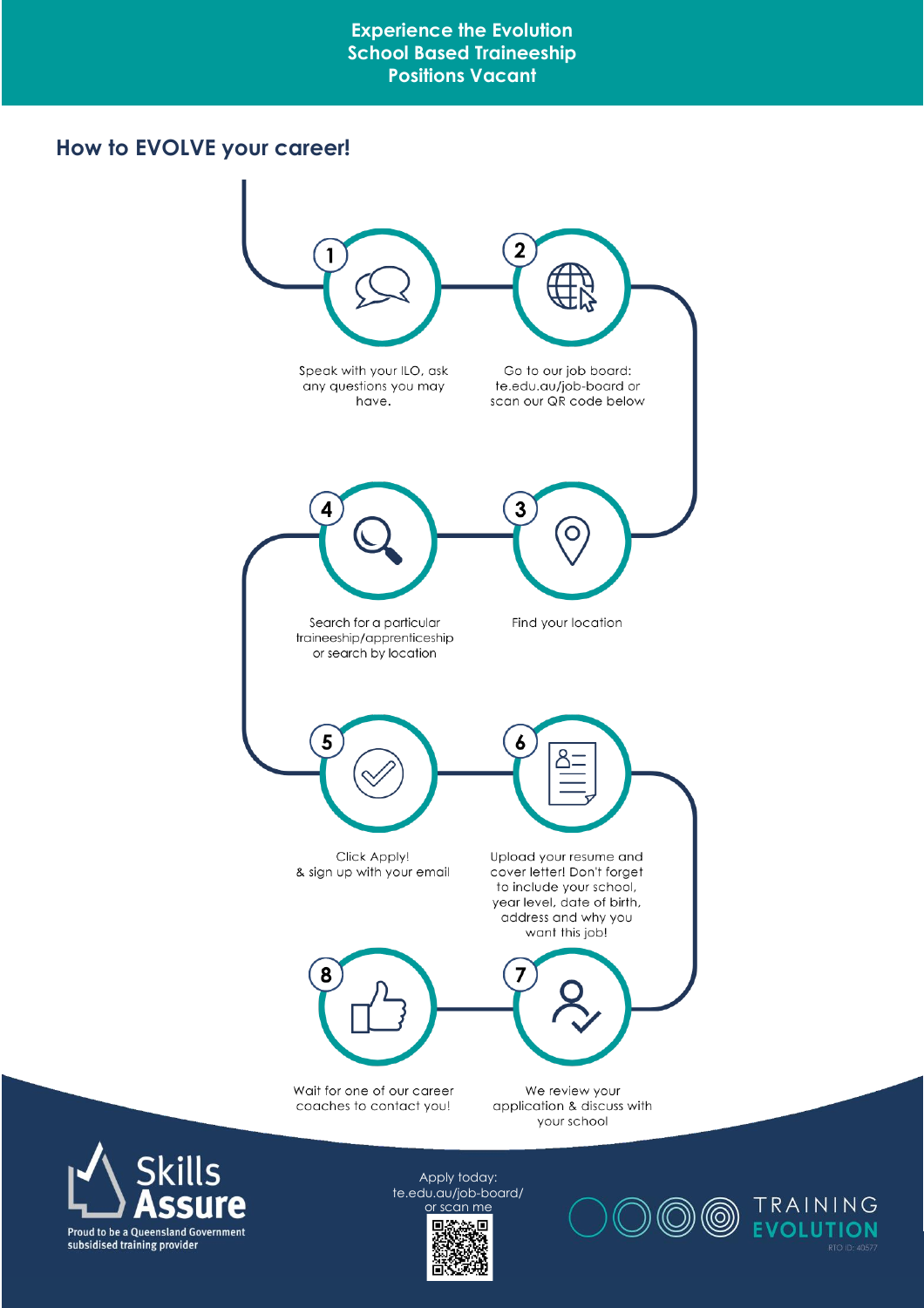# Experience the Evolution School Based Traineeship Positions Vacant

## How to EVOLVE your career!

1. Speak with your ILO, ask any questions you may have.
2. Go to our job board: te.edu.au/job-board or scan our QR code below
3. Find your location
4. Search for a particular traineeship/apprenticeship or search by location
5. Click Apply! & sign up with your email
6. Upload your resume and cover letter! Don't forget to include your school, year level, date of birth, address and why you want this job!
7. We review your application & discuss with your school
8. Wait for one of our career coaches to contact you!

Skills Assure

Proud to be a Queensland Government subsidised training provider

Apply today: te.edu.au/job-board/ or scan me

TRAINING EVOLUTION

RTO ID: 40577